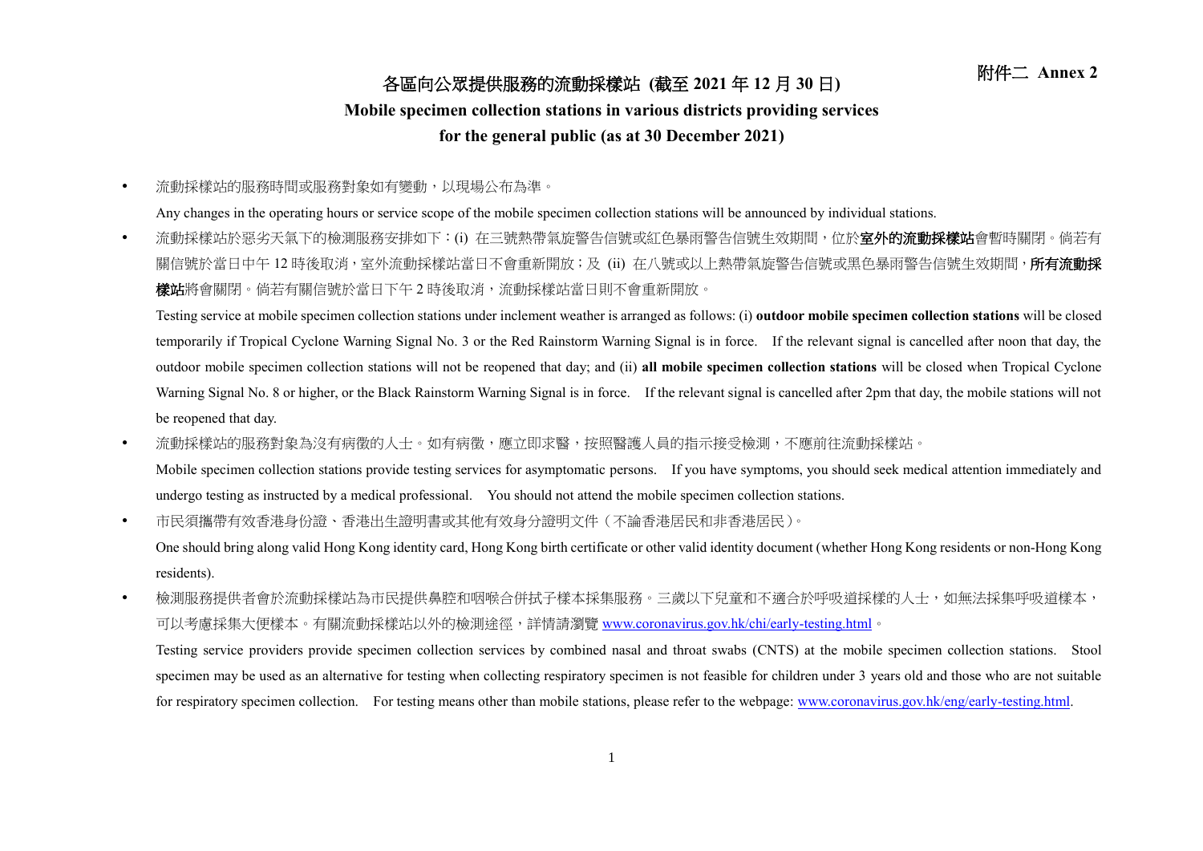附件二 Annex 2

# 各區向公眾提供服務的流動採樣站 (截至 2021 年 12 月 30 日)

## Mobile specimen collection stations in various districts providing services for the general public (as at 30 December 2021)

- 流動採樣站的服務時間或服務對象如有變動，以現場公布為準。

  Any changes in the operating hours or service scope of the mobile specimen collection stations will be announced by individual stations.

- 流動採樣站於惡劣天氣下的檢測服務安排如下：(i) 在三號熱帶氣旋警告信號或紅色暴雨警告信號生效期間，位於**室外的流動採樣站**會暫時關閉。倘若有關信號於當日中午 12 時後取消，室外流動採樣站當日不會重新開放；及 (ii) 在八號或以上熱帶氣旋警告信號或黑色暴雨警告信號生效期間，**所有流動採樣站**將會關閉。倘若有關信號於當日下午 2 時後取消，流動採樣站當日則不會重新開放。

  Testing service at mobile specimen collection stations under inclement weather is arranged as follows: (i) **outdoor mobile specimen collection stations** will be closed temporarily if Tropical Cyclone Warning Signal No. 3 or the Red Rainstorm Warning Signal is in force. If the relevant signal is cancelled after noon that day, the outdoor mobile specimen collection stations will not be reopened that day; and (ii) **all mobile specimen collection stations** will be closed when Tropical Cyclone Warning Signal No. 8 or higher, or the Black Rainstorm Warning Signal is in force. If the relevant signal is cancelled after 2pm that day, the mobile stations will not be reopened that day.

- 流動採樣站的服務對象為沒有病徵的人士。如有病徵，應立即求醫，按照醫護人員的指示接受檢測，不應前往流動採樣站。

  Mobile specimen collection stations provide testing services for asymptomatic persons. If you have symptoms, you should seek medical attention immediately and undergo testing as instructed by a medical professional. You should not attend the mobile specimen collection stations.

- 市民須攜帶有效香港身份證、香港出生證明書或其他有效身分證明文件（不論香港居民和非香港居民）。

  One should bring along valid Hong Kong identity card, Hong Kong birth certificate or other valid identity document (whether Hong Kong residents or non-Hong Kong residents).

- 檢測服務提供者會於流動採樣站為市民提供鼻腔和咽喉合併拭子樣本採集服務。三歲以下兒童和不適合於呼吸道採樣的人士，如無法採集呼吸道樣本，可以考慮採集大便樣本。有關流動採樣站以外的檢測途徑，詳情請瀏覽 www.coronavirus.gov.hk/chi/early-testing.html。

  Testing service providers provide specimen collection services by combined nasal and throat swabs (CNTS) at the mobile specimen collection stations. Stool specimen may be used as an alternative for testing when collecting respiratory specimen is not feasible for children under 3 years old and those who are not suitable for respiratory specimen collection. For testing means other than mobile stations, please refer to the webpage: www.coronavirus.gov.hk/eng/early-testing.html.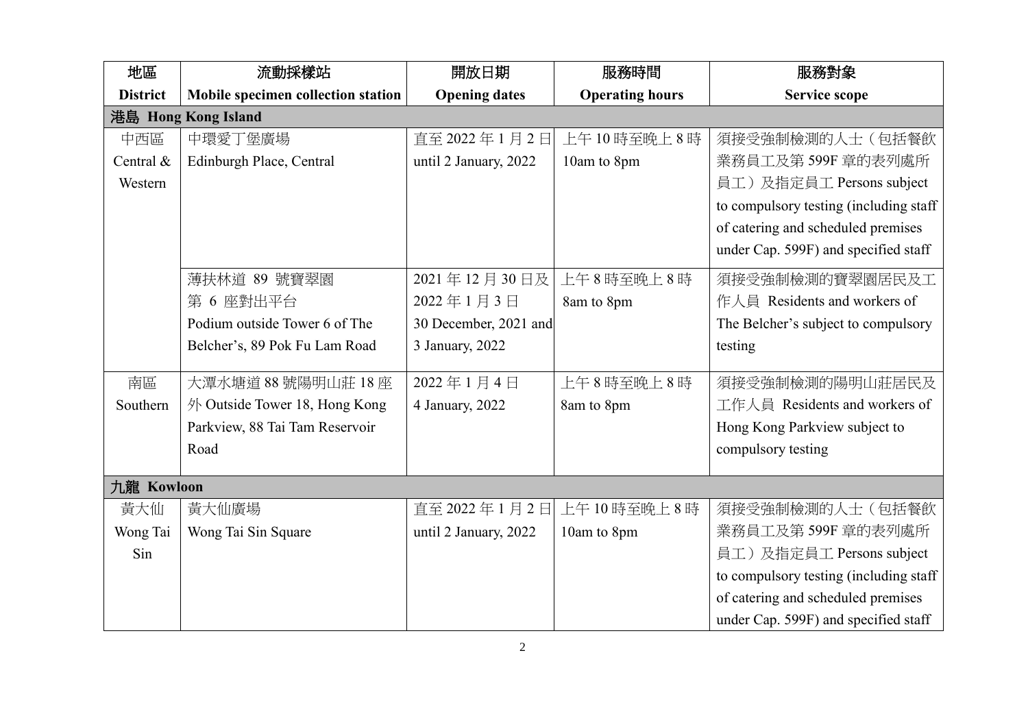| 地區 District | 流動採樣站 Mobile specimen collection station | 開放日期 Opening dates | 服務時間 Operating hours | 服務對象 Service scope |
|---|---|---|---|---|
| **港島 Hong Kong Island** | | | | |
| 中西區 Central & Western | 中環愛丁堡廣場 Edinburgh Place, Central | 直至 2022 年 1 月 2 日 until 2 January, 2022 | 上午 10 時至晚上 8 時 10am to 8pm | 須接受強制檢測的人士（包括餐飲業務員工及第 599F 章的表列處所員工）及指定員工 Persons subject to compulsory testing (including staff of catering and scheduled premises under Cap. 599F) and specified staff |
| | 薄扶林道 89 號寶翠園第 6 座對出平台 Podium outside Tower 6 of The Belcher's, 89 Pok Fu Lam Road | 2021 年 12 月 30 日及 2022 年 1 月 3 日 30 December, 2021 and 3 January, 2022 | 上午 8 時至晚上 8 時 8am to 8pm | 須接受強制檢測的寶翠園居民及工作人員 Residents and workers of The Belcher's subject to compulsory testing |
| 南區 Southern | 大潭水塘道 88 號陽明山莊 18 座外 Outside Tower 18, Hong Kong Parkview, 88 Tai Tam Reservoir Road | 2022 年 1 月 4 日 4 January, 2022 | 上午 8 時至晚上 8 時 8am to 8pm | 須接受強制檢測的陽明山莊居民及工作人員 Residents and workers of Hong Kong Parkview subject to compulsory testing |
| **九龍 Kowloon** | | | | |
| 黃大仙 Wong Tai Sin | 黃大仙廣場 Wong Tai Sin Square | 直至 2022 年 1 月 2 日 until 2 January, 2022 | 上午 10 時至晚上 8 時 10am to 8pm | 須接受強制檢測的人士（包括餐飲業務員工及第 599F 章的表列處所員工）及指定員工 Persons subject to compulsory testing (including staff of catering and scheduled premises under Cap. 599F) and specified staff |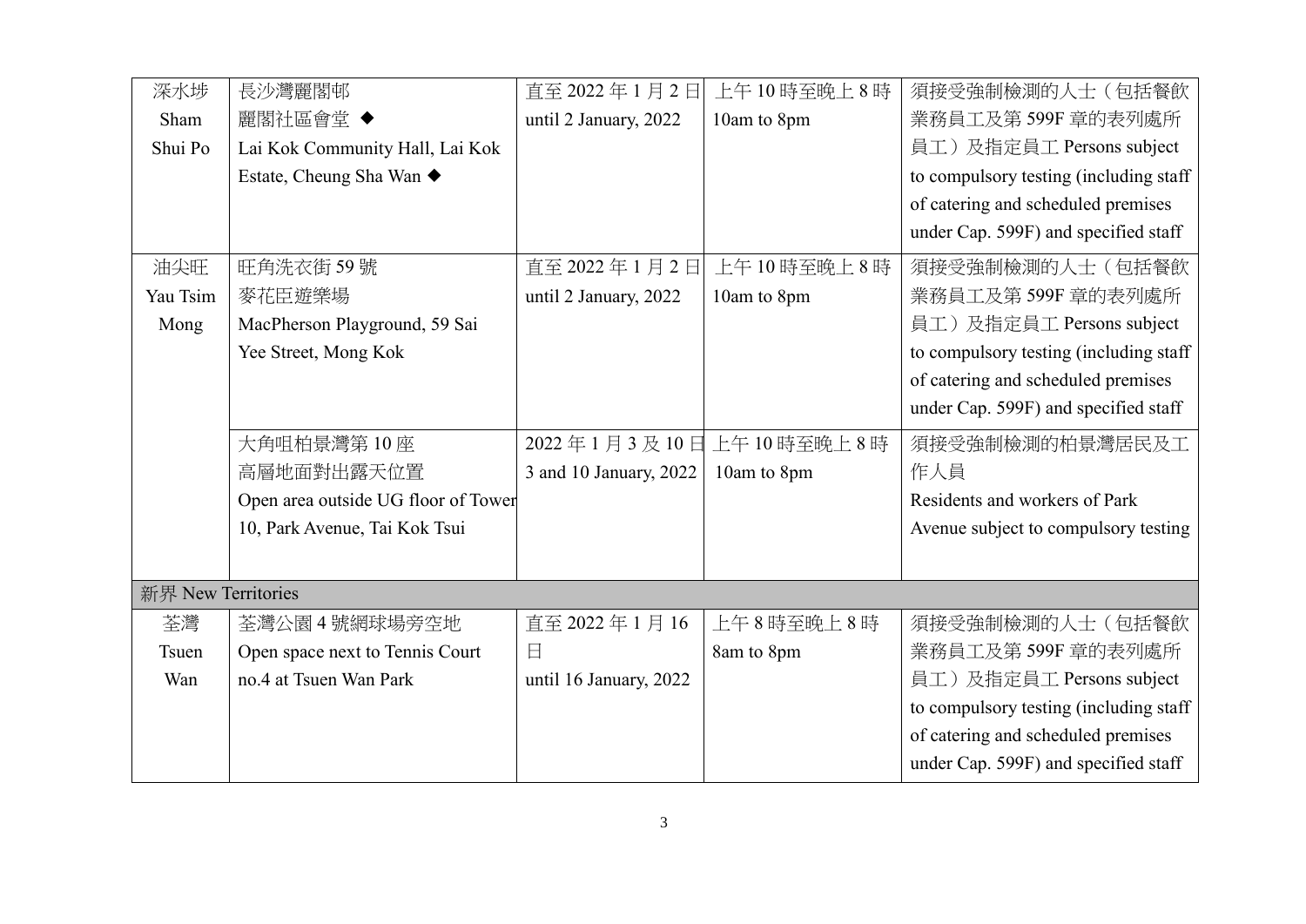| 深水埗 Sham Shui Po | 長沙灣麗閣邨 麗閣社區會堂 ◆ Lai Kok Community Hall, Lai Kok Estate, Cheung Sha Wan ◆ | 直至 2022 年 1 月 2 日 until 2 January, 2022 | 上午 10 時至晚上 8 時 10am to 8pm | 須接受強制檢測的人士（包括餐飲業務員工及第 599F 章的表列處所員工）及指定員工 Persons subject to compulsory testing (including staff of catering and scheduled premises under Cap. 599F) and specified staff |
|---|---|---|---|---|
| 油尖旺 Yau Tsim Mong | 旺角洗衣街 59 號 麥花臣遊樂場 MacPherson Playground, 59 Sai Yee Street, Mong Kok | 直至 2022 年 1 月 2 日 until 2 January, 2022 | 上午 10 時至晚上 8 時 10am to 8pm | 須接受強制檢測的人士（包括餐飲業務員工及第 599F 章的表列處所員工）及指定員工 Persons subject to compulsory testing (including staff of catering and scheduled premises under Cap. 599F) and specified staff |
| | 大角咀柏景灣第 10 座 高層地面對出露天位置 Open area outside UG floor of Tower 10, Park Avenue, Tai Kok Tsui | 2022 年 1 月 3 及 10 日 3 and 10 January, 2022 | 上午 10 時至晚上 8 時 10am to 8pm | 須接受強制檢測的柏景灣居民及工作人員 Residents and workers of Park Avenue subject to compulsory testing |
| 新界 New Territories | | | | |
| 荃灣 Tsuen Wan | 荃灣公園 4 號網球場旁空地 Open space next to Tennis Court no.4 at Tsuen Wan Park | 直至 2022 年 1 月 16 日 until 16 January, 2022 | 上午 8 時至晚上 8 時 8am to 8pm | 須接受強制檢測的人士（包括餐飲業務員工及第 599F 章的表列處所員工）及指定員工 Persons subject to compulsory testing (including staff of catering and scheduled premises under Cap. 599F) and specified staff |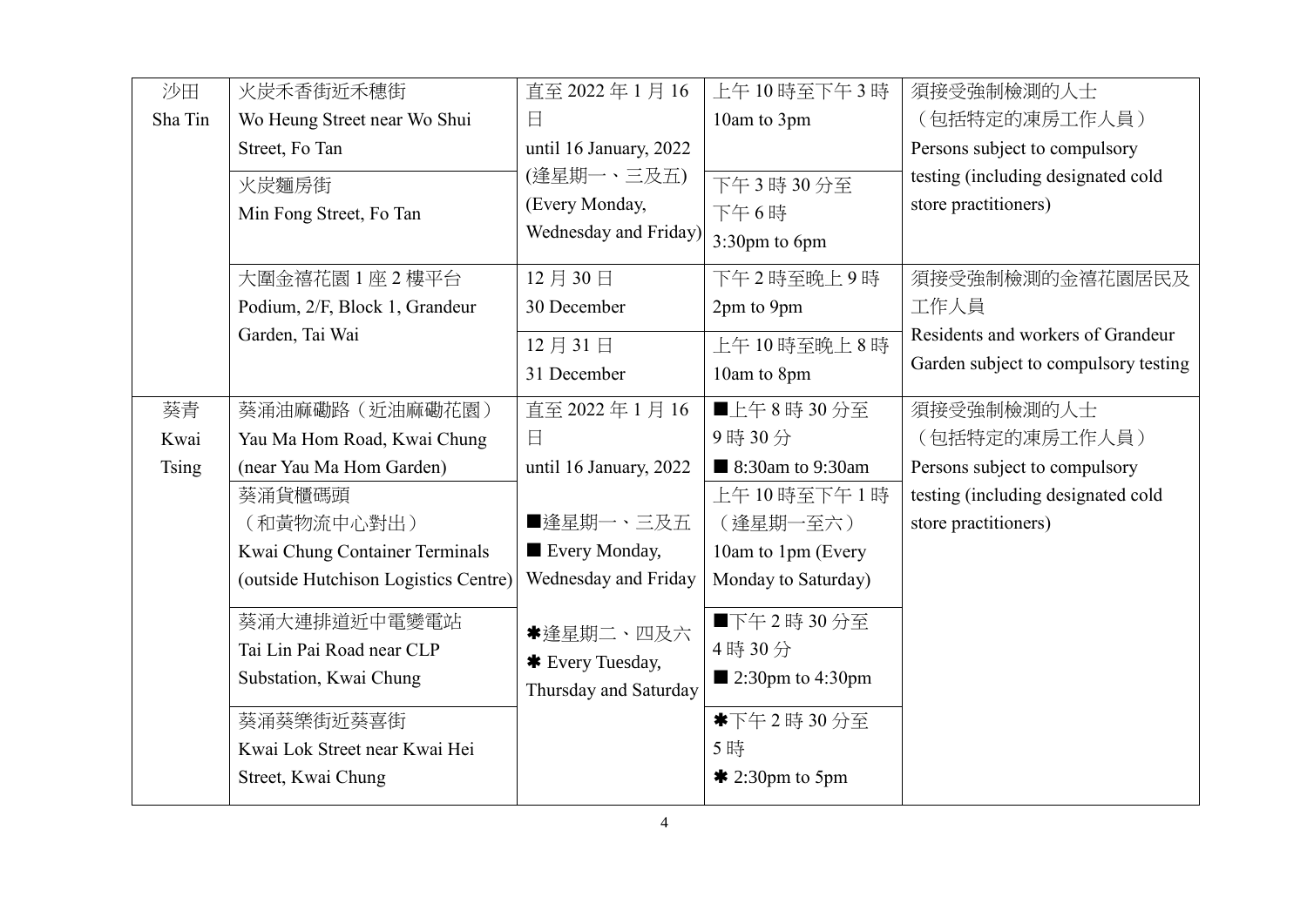| 沙田<br>Sha Tin | 火炭禾香街近禾穗街<br>Wo Heung Street near Wo Shui Street, Fo Tan | 直至 2022 年 1 月 16 日<br>until 16 January, 2022<br>(逢星期一、三及五)<br>(Every Monday, Wednesday and Friday) | 上午 10 時至下午 3 時<br>10am to 3pm | 須接受強制檢測的人士（包括特定的凍房工作人員）<br>Persons subject to compulsory testing (including designated cold store practitioners) |
|---|---|---|---|---|
| | 火炭麵房街<br>Min Fong Street, Fo Tan | | 下午 3 時 30 分至下午 6 時<br>3:30pm to 6pm | |
| | 大圍金禧花園 1 座 2 樓平台<br>Podium, 2/F, Block 1, Grandeur Garden, Tai Wai | 12 月 30 日<br>30 December | 下午 2 時至晚上 9 時<br>2pm to 9pm | 須接受強制檢測的金禧花園居民及工作人員<br>Residents and workers of Grandeur Garden subject to compulsory testing |
| | | 12 月 31 日<br>31 December | 上午 10 時至晚上 8 時<br>10am to 8pm | |
| 葵青<br>Kwai Tsing | 葵涌油麻磡路（近油麻磡花園）<br>Yau Ma Hom Road, Kwai Chung (near Yau Ma Hom Garden) | 直至 2022 年 1 月 16 日<br>until 16 January, 2022 | ■上午 8 時 30 分至 9 時 30 分<br>■ 8:30am to 9:30am | 須接受強制檢測的人士（包括特定的凍房工作人員）<br>Persons subject to compulsory testing (including designated cold store practitioners) |
| | 葵涌貨櫃碼頭（和黃物流中心對出）<br>Kwai Chung Container Terminals (outside Hutchison Logistics Centre) | ■逢星期一、三及五<br>■ Every Monday, Wednesday and Friday | 上午 10 時至下午 1 時（逢星期一至六）<br>10am to 1pm (Every Monday to Saturday) | |
| | 葵涌大連排道近中電變電站<br>Tai Lin Pai Road near CLP Substation, Kwai Chung | ✱逢星期二、四及六<br>✱ Every Tuesday, Thursday and Saturday | ■下午 2 時 30 分至 4 時 30 分<br>■ 2:30pm to 4:30pm | |
| | 葵涌葵樂街近葵喜街<br>Kwai Lok Street near Kwai Hei Street, Kwai Chung | | ✱下午 2 時 30 分至 5 時<br>✱ 2:30pm to 5pm | |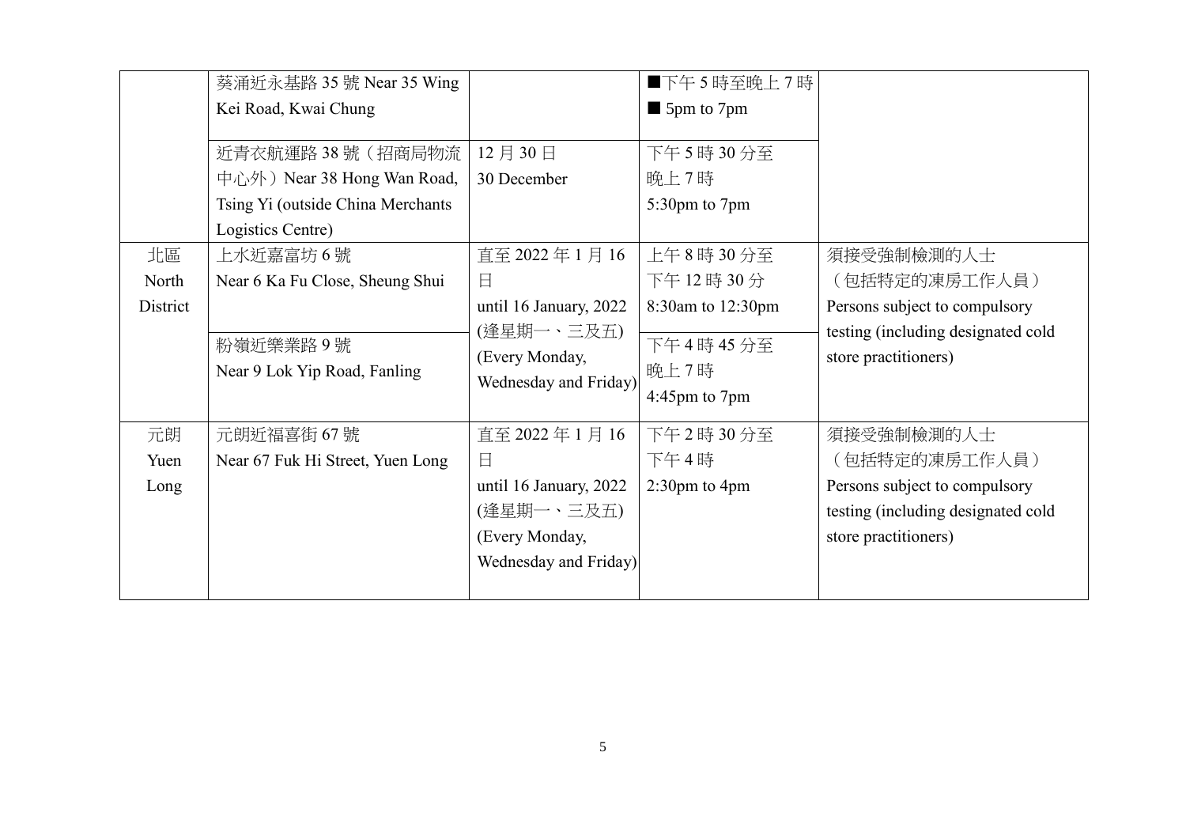| | | | | |
|---|---|---|---|---|
| | 葵涌近永基路 35 號 Near 35 Wing Kei Road, Kwai Chung | | ■下午 5 時至晚上 7 時 ■ 5pm to 7pm | |
| | 近青衣航運路 38 號（招商局物流中心外）Near 38 Hong Wan Road, Tsing Yi (outside China Merchants Logistics Centre) | 12 月 30 日 30 December | 下午 5 時 30 分至晚上 7 時 5:30pm to 7pm | |
| 北區 North District | 上水近嘉富坊 6 號 Near 6 Ka Fu Close, Sheung Shui | 直至 2022 年 1 月 16 日 until 16 January, 2022 (逢星期一、三及五) (Every Monday, Wednesday and Friday) | 上午 8 時 30 分至下午 12 時 30 分 8:30am to 12:30pm | 須接受強制檢測的人士（包括特定的凍房工作人員）Persons subject to compulsory testing (including designated cold store practitioners) |
| | 粉嶺近樂業路 9 號 Near 9 Lok Yip Road, Fanling | | 下午 4 時 45 分至晚上 7 時 4:45pm to 7pm | |
| 元朗 Yuen Long | 元朗近福喜街 67 號 Near 67 Fuk Hi Street, Yuen Long | 直至 2022 年 1 月 16 日 until 16 January, 2022 (逢星期一、三及五) (Every Monday, Wednesday and Friday) | 下午 2 時 30 分至下午 4 時 2:30pm to 4pm | 須接受強制檢測的人士（包括特定的凍房工作人員）Persons subject to compulsory testing (including designated cold store practitioners) |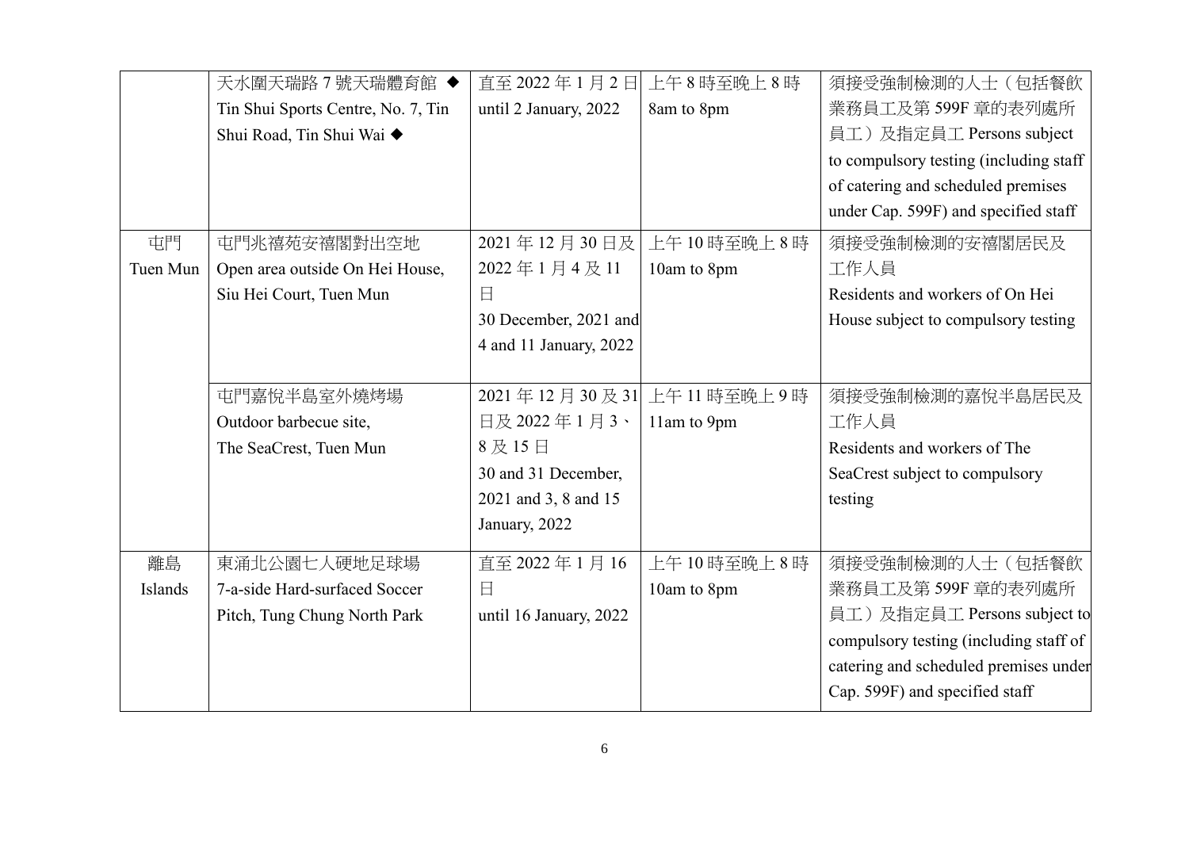| | | | | |
|---|---|---|---|---|
| | 天水圍天瑞路 7 號天瑞體育館 ◆<br>Tin Shui Sports Centre, No. 7, Tin Shui Road, Tin Shui Wai ◆ | 直至 2022 年 1 月 2 日<br>until 2 January, 2022 | 上午 8 時至晚上 8 時<br>8am to 8pm | 須接受強制檢測的人士（包括餐飲業務員工及第 599F 章的表列處所員工）及指定員工 Persons subject to compulsory testing (including staff of catering and scheduled premises under Cap. 599F) and specified staff |
| 屯門<br>Tuen Mun | 屯門兆禧苑安禧閣對出空地<br>Open area outside On Hei House, Siu Hei Court, Tuen Mun | 2021 年 12 月 30 日及 2022 年 1 月 4 及 11 日<br>30 December, 2021 and 4 and 11 January, 2022 | 上午 10 時至晚上 8 時<br>10am to 8pm | 須接受強制檢測的安禧閣居民及工作人員<br>Residents and workers of On Hei House subject to compulsory testing |
| | 屯門嘉悅半島室外燒烤場<br>Outdoor barbecue site, The SeaCrest, Tuen Mun | 2021 年 12 月 30 及 31 日及 2022 年 1 月 3、8 及 15 日<br>30 and 31 December, 2021 and 3, 8 and 15 January, 2022 | 上午 11 時至晚上 9 時<br>11am to 9pm | 須接受強制檢測的嘉悅半島居民及工作人員<br>Residents and workers of The SeaCrest subject to compulsory testing |
| 離島<br>Islands | 東涌北公園七人硬地足球場<br>7-a-side Hard-surfaced Soccer Pitch, Tung Chung North Park | 直至 2022 年 1 月 16 日<br>until 16 January, 2022 | 上午 10 時至晚上 8 時<br>10am to 8pm | 須接受強制檢測的人士（包括餐飲業務員工及第 599F 章的表列處所員工）及指定員工 Persons subject to compulsory testing (including staff of catering and scheduled premises under Cap. 599F) and specified staff |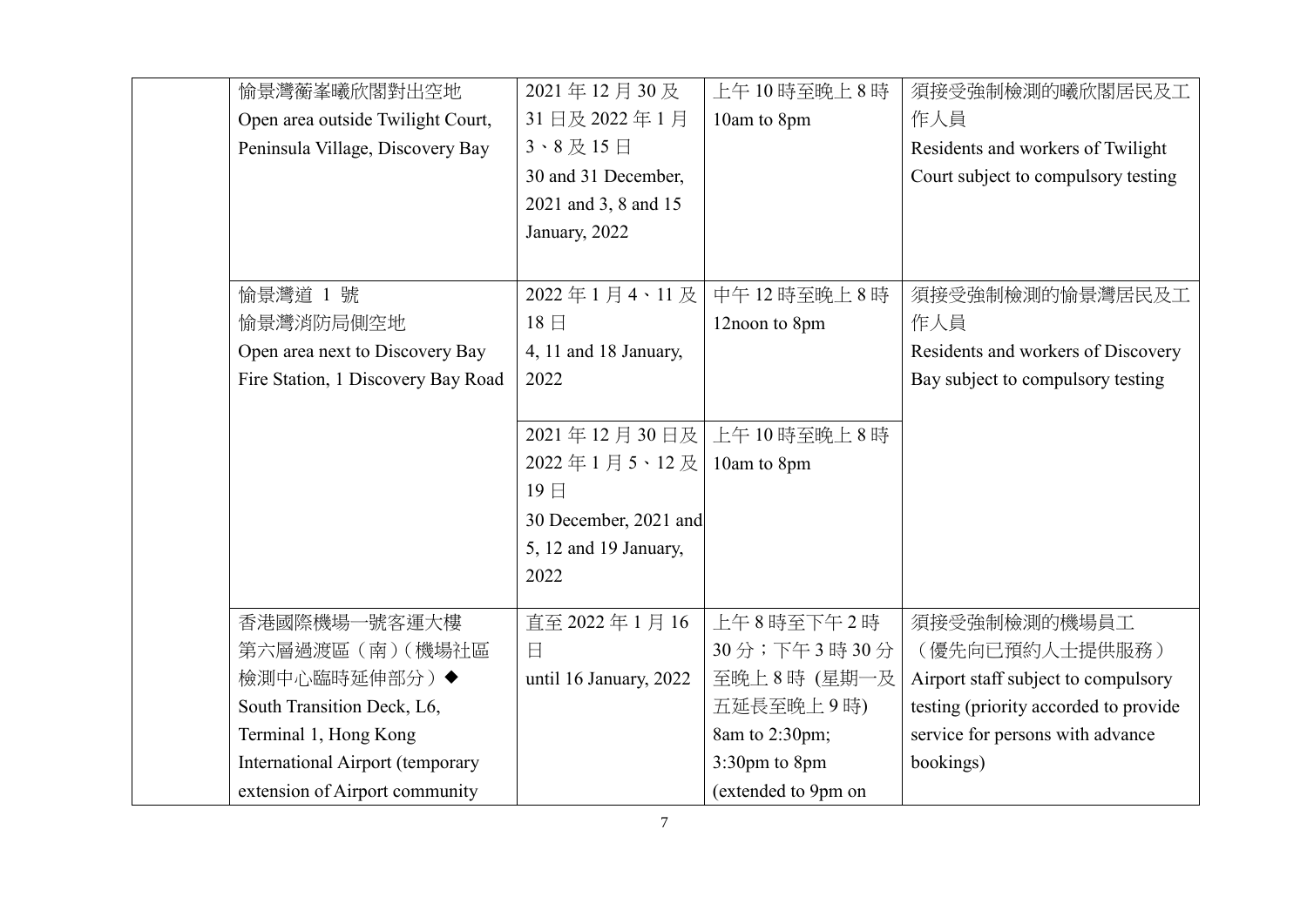| | | | | |
|---|---|---|---|---|
| | 愉景灣蘅峯曦欣閣對出空地<br>Open area outside Twilight Court, Peninsula Village, Discovery Bay | 2021 年 12 月 30 及 31 日及 2022 年 1 月 3、8 及 15 日<br>30 and 31 December, 2021 and 3, 8 and 15 January, 2022 | 上午 10 時至晚上 8 時<br>10am to 8pm | 須接受強制檢測的曦欣閣居民及工作人員<br>Residents and workers of Twilight Court subject to compulsory testing |
| | 愉景灣道 1 號<br>愉景灣消防局側空地<br>Open area next to Discovery Bay Fire Station, 1 Discovery Bay Road | 2022 年 1 月 4、11 及 18 日<br>4, 11 and 18 January, 2022 | 中午 12 時至晚上 8 時<br>12noon to 8pm | 須接受強制檢測的愉景灣居民及工作人員<br>Residents and workers of Discovery Bay subject to compulsory testing |
| | | 2021 年 12 月 30 日及 2022 年 1 月 5、12 及 19 日<br>30 December, 2021 and 5, 12 and 19 January, 2022 | 上午 10 時至晚上 8 時<br>10am to 8pm | |
| | 香港國際機場一號客運大樓第六層過渡區（南）（機場社區檢測中心臨時延伸部分）◆<br>South Transition Deck, L6, Terminal 1, Hong Kong International Airport (temporary extension of Airport community | 直至 2022 年 1 月 16 日<br>until 16 January, 2022 | 上午 8 時至下午 2 時 30 分；下午 3 時 30 分至晚上 8 時 (星期一及五延長至晚上 9 時)<br>8am to 2:30pm; 3:30pm to 8pm (extended to 9pm on | 須接受強制檢測的機場員工（優先向已預約人士提供服務）<br>Airport staff subject to compulsory testing (priority accorded to provide service for persons with advance bookings) |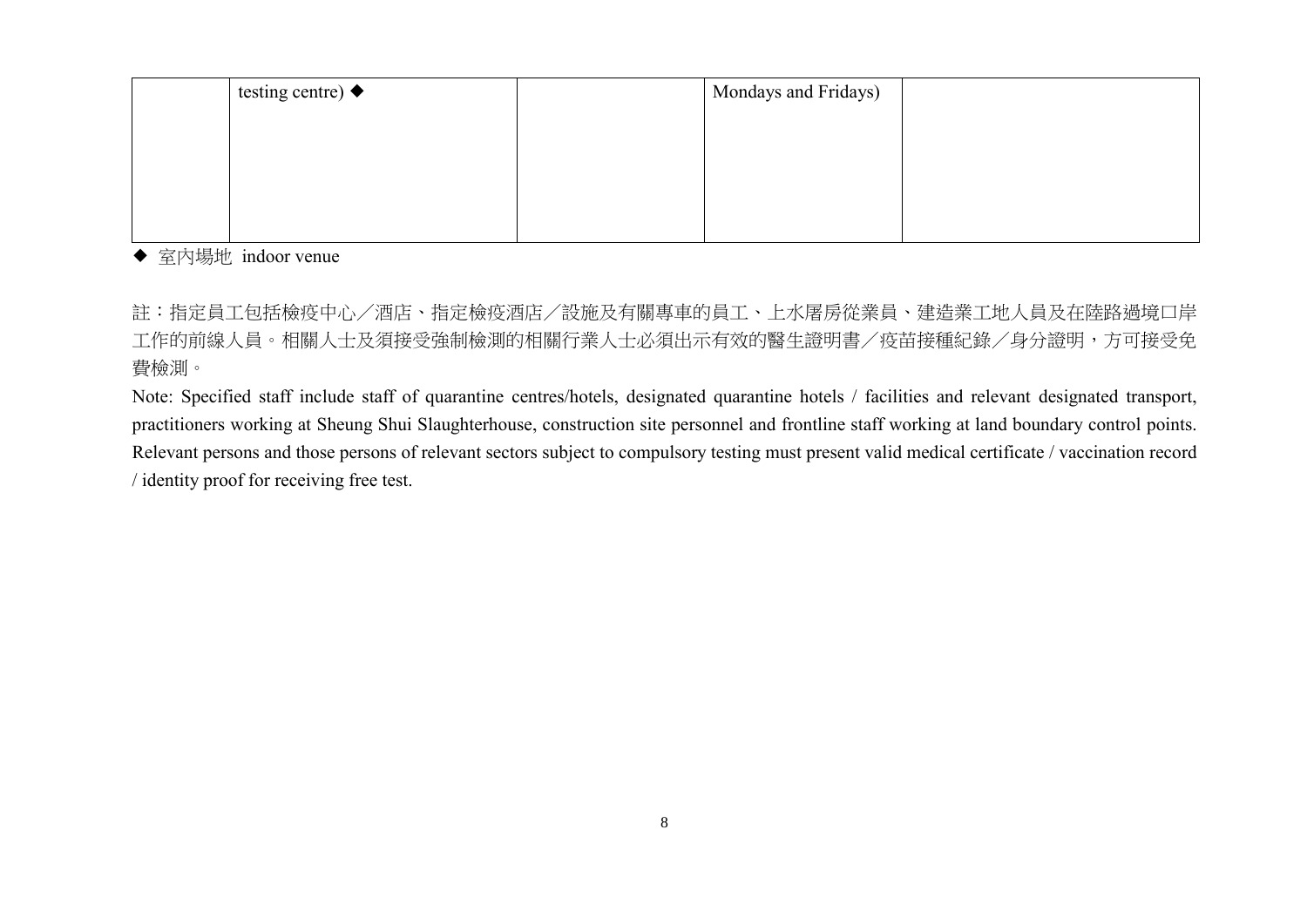| | | | | |
|---|---|---|---|---|
| | testing centre) ◆ | | Mondays and Fridays) | |

◆ 室內場地 indoor venue

註：指定員工包括檢疫中心／酒店、指定檢疫酒店／設施及有關專車的員工、上水屠房從業員、建造業工地人員及在陸路過境口岸工作的前線人員。相關人士及須接受強制檢測的相關行業人士必須出示有效的醫生證明書／疫苗接種紀錄／身分證明，方可接受免費檢測。

Note: Specified staff include staff of quarantine centres/hotels, designated quarantine hotels / facilities and relevant designated transport, practitioners working at Sheung Shui Slaughterhouse, construction site personnel and frontline staff working at land boundary control points. Relevant persons and those persons of relevant sectors subject to compulsory testing must present valid medical certificate / vaccination record / identity proof for receiving free test.